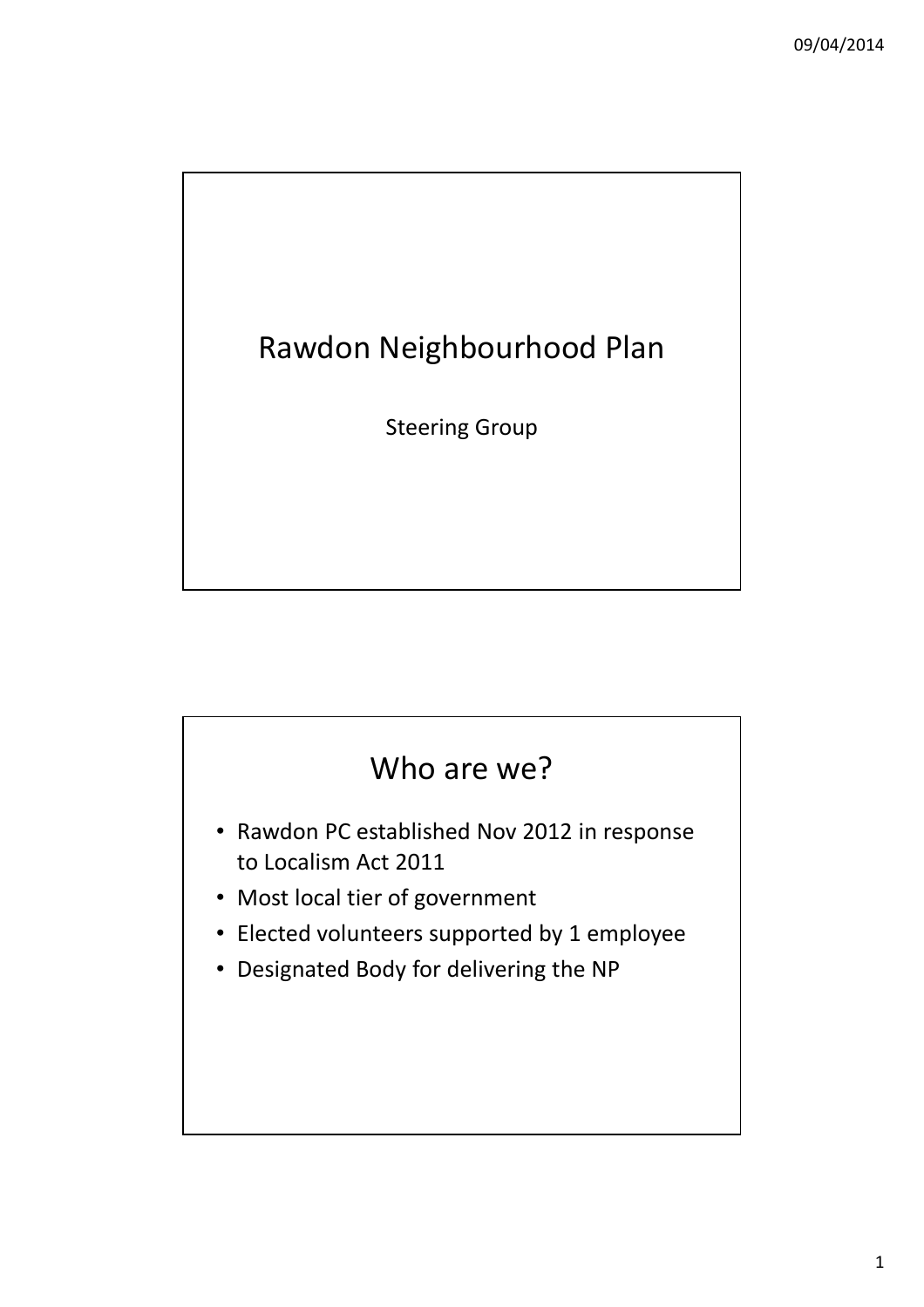# Rawdon Neighbourhood Plan

Steering Group

## Who are we?

- Rawdon PC established Nov 2012 in response to Localism Act 2011
- Most local tier of government
- Elected volunteers supported by 1 employee
- Designated Body for delivering the NP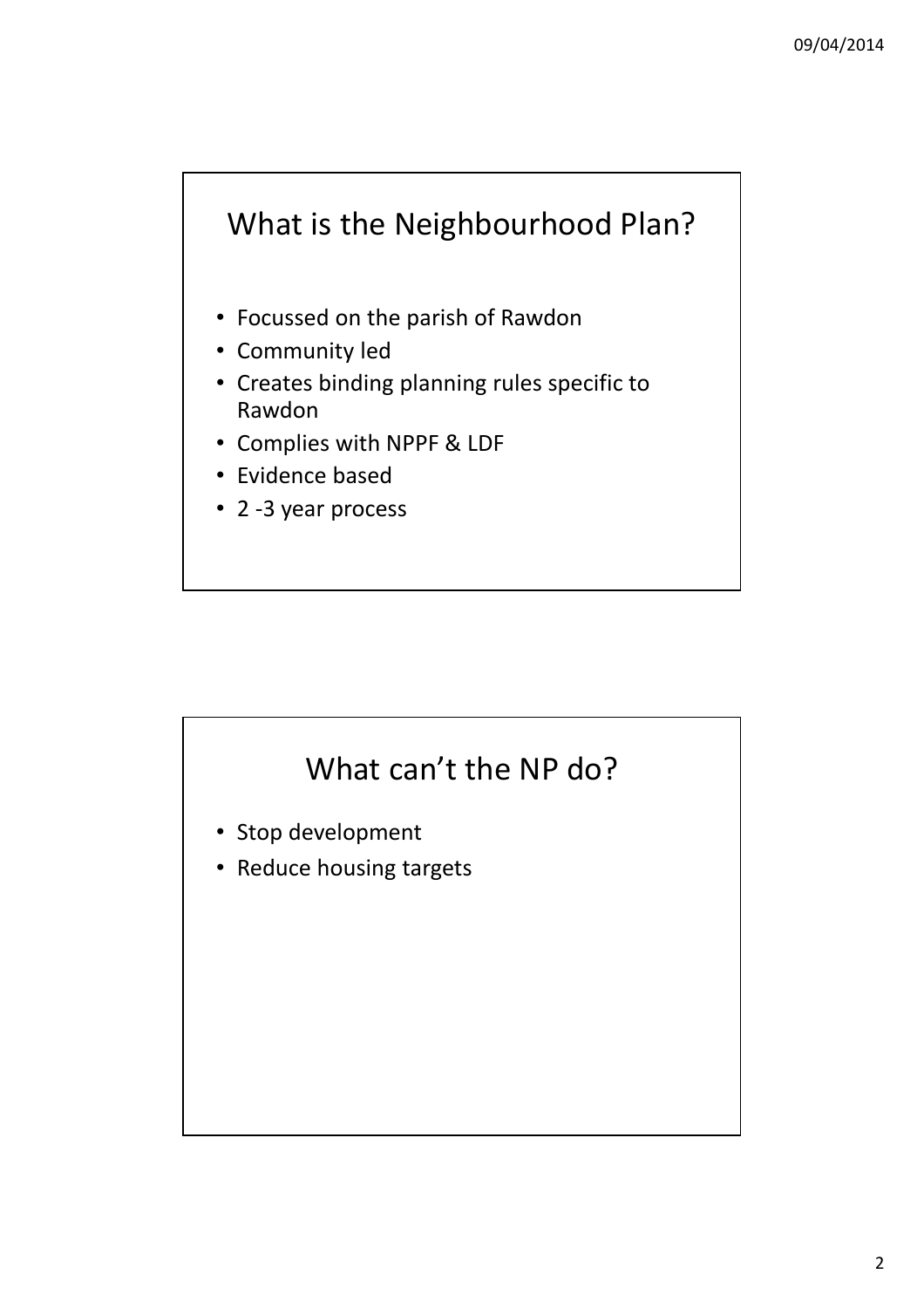## What is the Neighbourhood Plan?

- Focussed on the parish of Rawdon
- Community led
- Creates binding planning rules specific to Rawdon
- Complies with NPPF & LDF
- Evidence based
- 2 -3 year process

## What can't the NP do?

- Stop development
- Reduce housing targets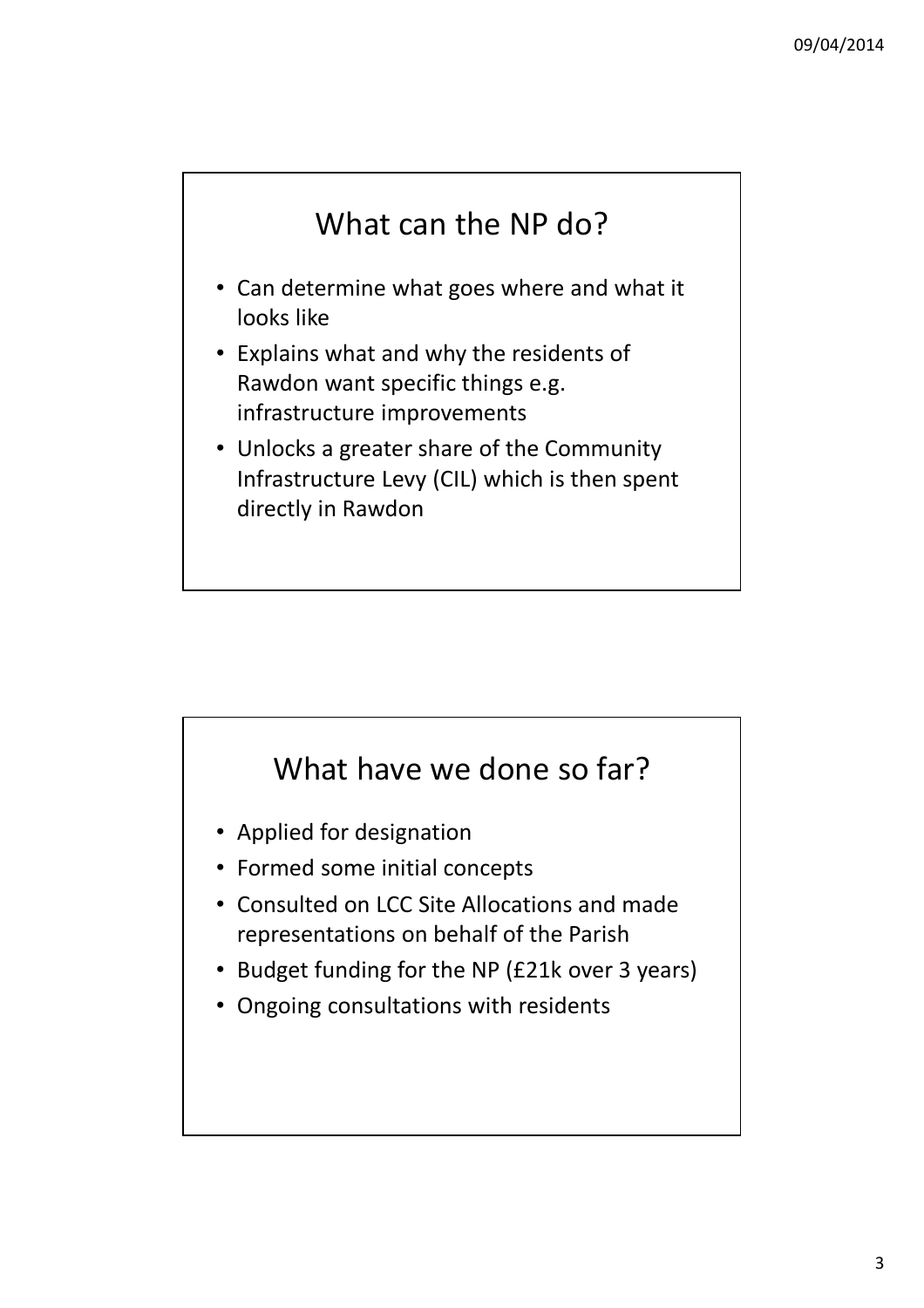## What can the NP do?

- Can determine what goes where and what it looks like
- Explains what and why the residents of Rawdon want specific things e.g. infrastructure improvements
- Unlocks a greater share of the Community Infrastructure Levy (CIL) which is then spent directly in Rawdon

## What have we done so far?

- Applied for designation
- Formed some initial concepts
- Consulted on LCC Site Allocations and made representations on behalf of the Parish
- Budget funding for the NP (£21k over 3 years)
- Ongoing consultations with residents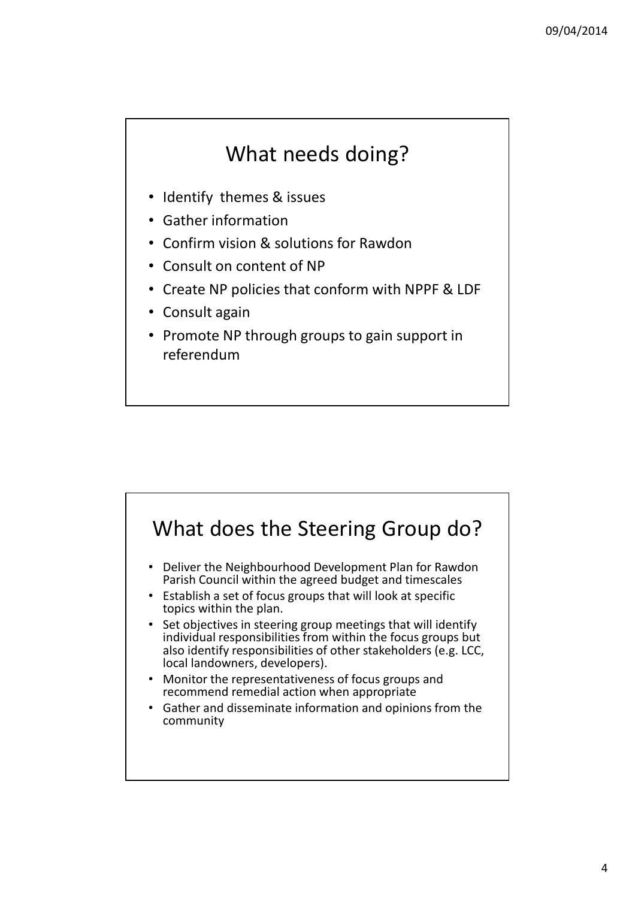## What needs doing?

- Identify themes & issues
- Gather information
- Confirm vision & solutions for Rawdon
- Consult on content of NP
- Create NP policies that conform with NPPF & LDF
- Consult again
- Promote NP through groups to gain support in referendum

## What does the Steering Group do?

- Deliver the Neighbourhood Development Plan for Rawdon Parish Council within the agreed budget and timescales
- Establish a set of focus groups that will look at specific topics within the plan.
- Set objectives in steering group meetings that will identify individual responsibilities from within the focus groups but also identify responsibilities of other stakeholders (e.g. LCC, local landowners, developers).
- Monitor the representativeness of focus groups and recommend remedial action when appropriate
- Gather and disseminate information and opinions from the community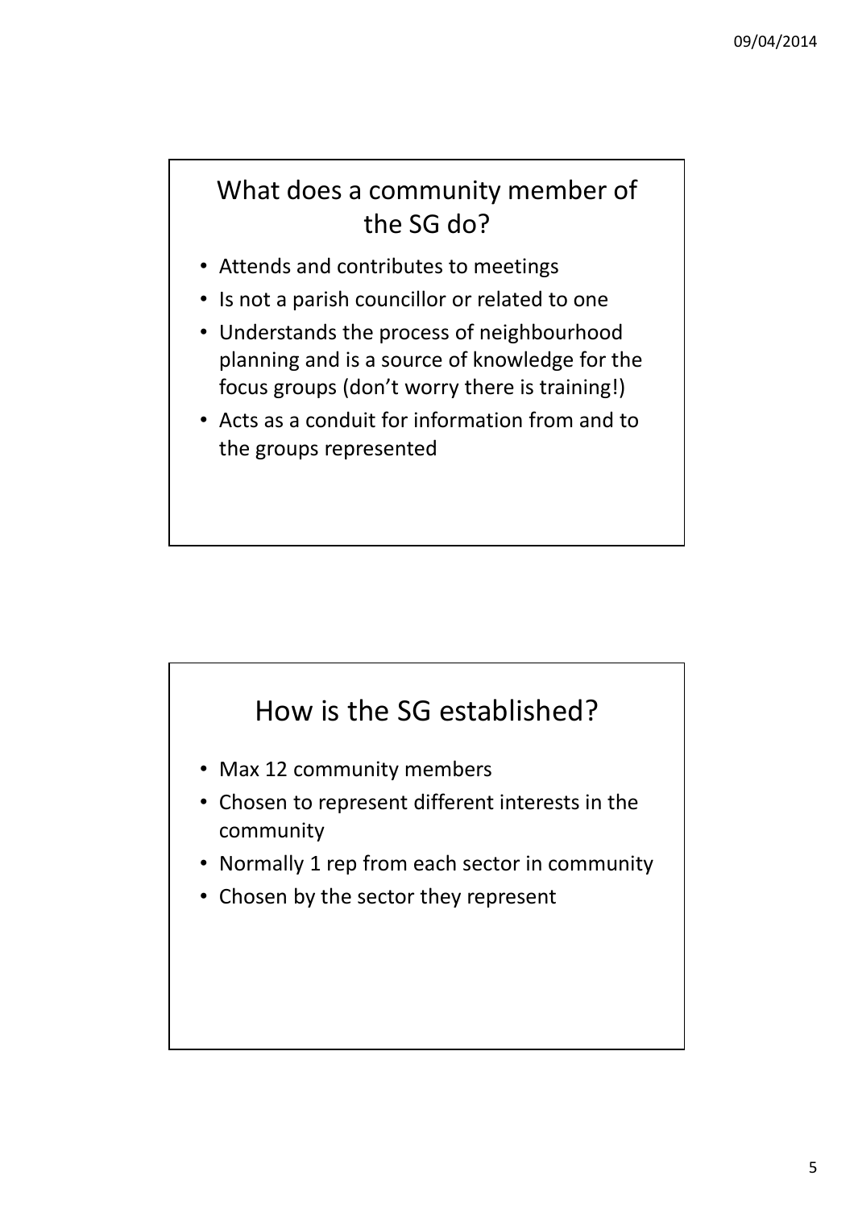## What does a community member of the SG do?

- Attends and contributes to meetings
- Is not a parish councillor or related to one
- Understands the process of neighbourhood planning and is a source of knowledge for the focus groups (don't worry there is training!)
- Acts as a conduit for information from and to the groups represented

## How is the SG established?

- Max 12 community members
- Chosen to represent different interests in the community
- Normally 1 rep from each sector in community
- Chosen by the sector they represent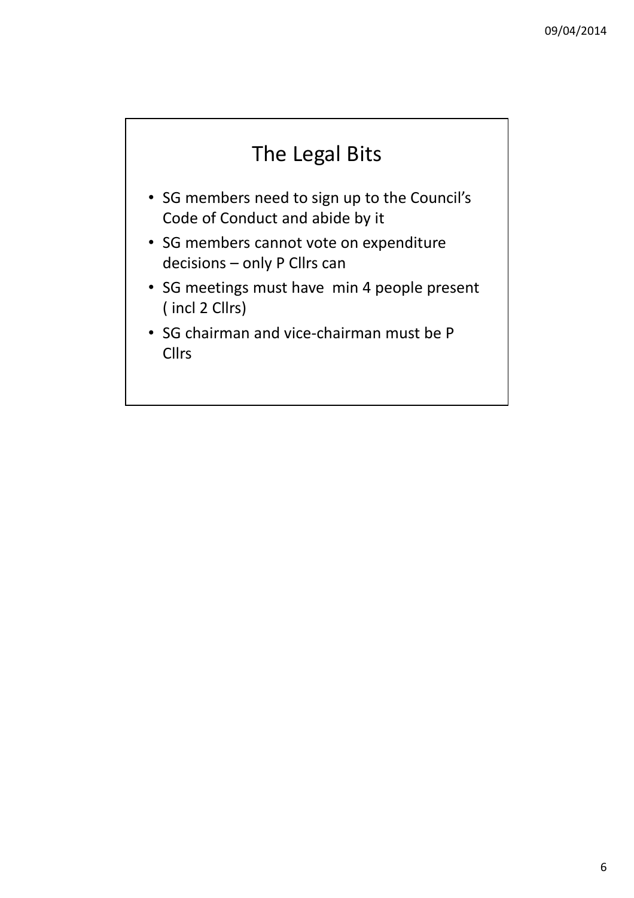# The Legal Bits

- SG members need to sign up to the Council's Code of Conduct and abide by it
- SG members cannot vote on expenditure decisions – only P Cllrs can
- SG meetings must have min 4 people present ( incl 2 Cllrs)
- SG chairman and vice-chairman must be P Cllrs